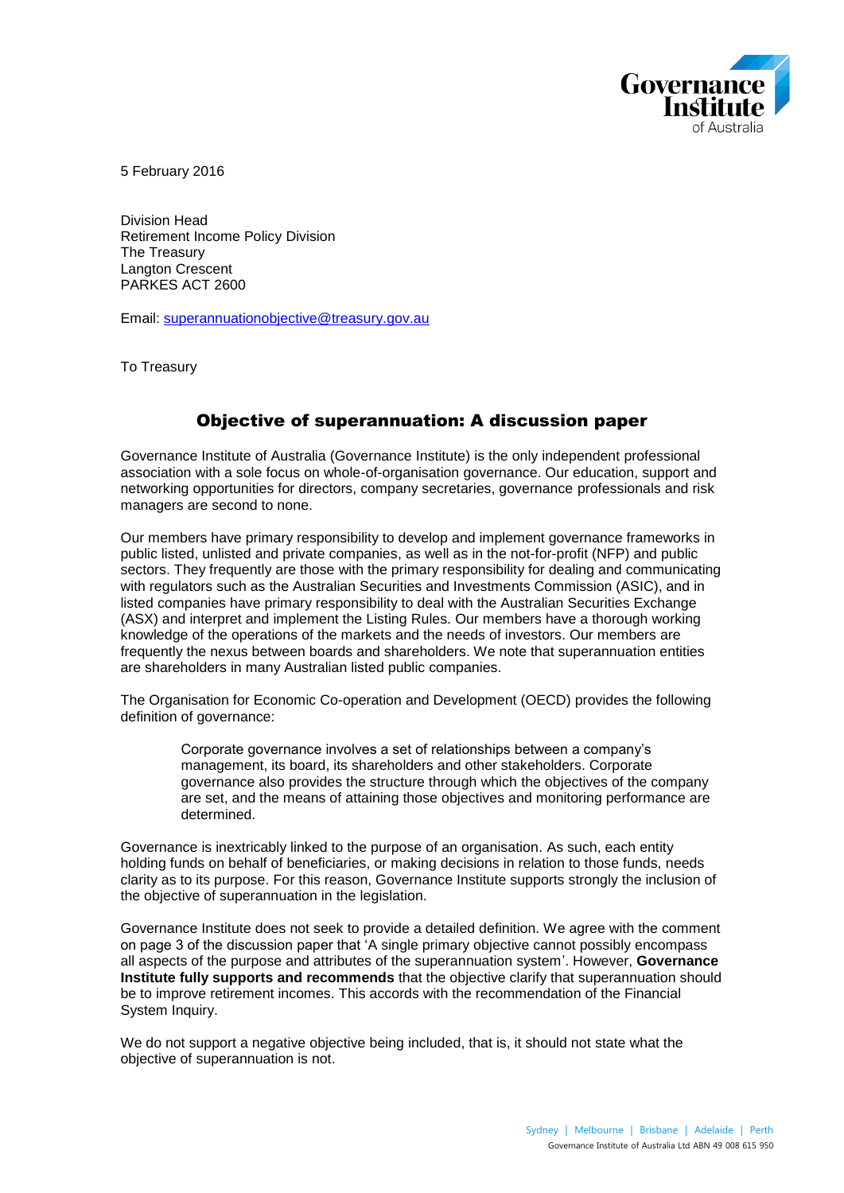Governance Institute of Australia

5 February 2016

Division Head
Retirement Income Policy Division
The Treasury
Langton Crescent
PARKES ACT 2600

Email: superannuationobjective@treasury.gov.au

To Treasury

## Objective of superannuation: A discussion paper

Governance Institute of Australia (Governance Institute) is the only independent professional association with a sole focus on whole-of-organisation governance. Our education, support and networking opportunities for directors, company secretaries, governance professionals and risk managers are second to none.

Our members have primary responsibility to develop and implement governance frameworks in public listed, unlisted and private companies, as well as in the not-for-profit (NFP) and public sectors. They frequently are those with the primary responsibility for dealing and communicating with regulators such as the Australian Securities and Investments Commission (ASIC), and in listed companies have primary responsibility to deal with the Australian Securities Exchange (ASX) and interpret and implement the Listing Rules. Our members have a thorough working knowledge of the operations of the markets and the needs of investors. Our members are frequently the nexus between boards and shareholders. We note that superannuation entities are shareholders in many Australian listed public companies.

The Organisation for Economic Co-operation and Development (OECD) provides the following definition of governance:

> Corporate governance involves a set of relationships between a company's management, its board, its shareholders and other stakeholders. Corporate governance also provides the structure through which the objectives of the company are set, and the means of attaining those objectives and monitoring performance are determined.

Governance is inextricably linked to the purpose of an organisation. As such, each entity holding funds on behalf of beneficiaries, or making decisions in relation to those funds, needs clarity as to its purpose. For this reason, Governance Institute supports strongly the inclusion of the objective of superannuation in the legislation.

Governance Institute does not seek to provide a detailed definition. We agree with the comment on page 3 of the discussion paper that 'A single primary objective cannot possibly encompass all aspects of the purpose and attributes of the superannuation system'. However, **Governance Institute fully supports and recommends** that the objective clarify that superannuation should be to improve retirement incomes. This accords with the recommendation of the Financial System Inquiry.

We do not support a negative objective being included, that is, it should not state what the objective of superannuation is not.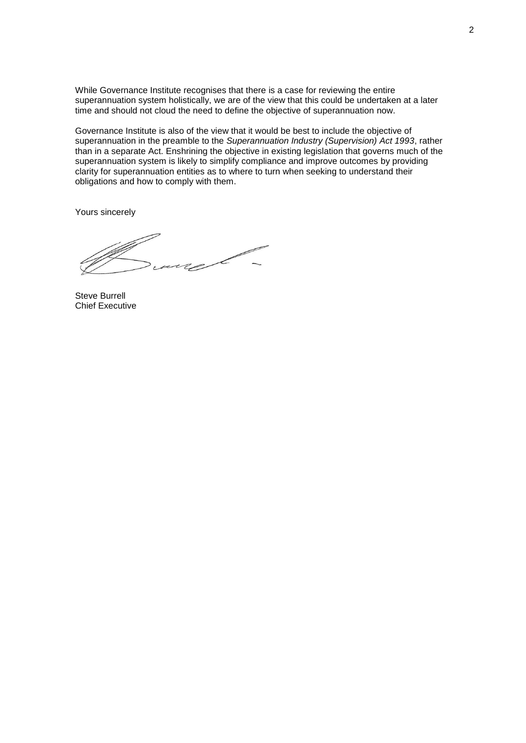While Governance Institute recognises that there is a case for reviewing the entire superannuation system holistically, we are of the view that this could be undertaken at a later time and should not cloud the need to define the objective of superannuation now.

Governance Institute is also of the view that it would be best to include the objective of superannuation in the preamble to the *Superannuation Industry (Supervision) Act 1993*, rather than in a separate Act. Enshrining the objective in existing legislation that governs much of the superannuation system is likely to simplify compliance and improve outcomes by providing clarity for superannuation entities as to where to turn when seeking to understand their obligations and how to comply with them.

Yours sincerely

Steve Burrell
Chief Executive